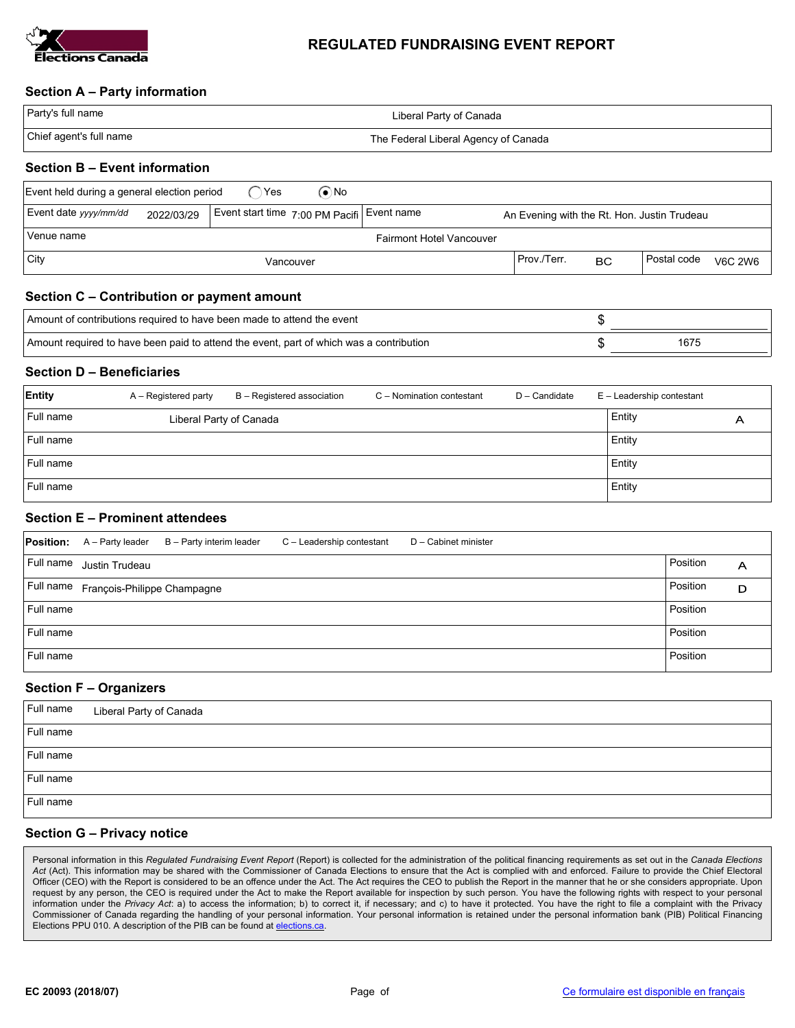# REGULATED FUNDRAISING EVENT REPORT

## Section A – Party information

| Party's full name | Liberal Party of Canada |
|---|---|
| Chief agent's full name | The Federal Liberal Agency of Canada |

## Section B – Event information

| | | | |
|---|---|---|---|
| Event held during a general election period | ◯ Yes ◉ No | | |
| Event date *yyyy/mm/dd* 2022/03/29 | Event start time 7:00 PM Pacifi | Event name | An Evening with the Rt. Hon. Justin Trudeau |
| Venue name | Fairmont Hotel Vancouver | | |
| City Vancouver | Prov./Terr. BC | Postal code V6C 2W6 | |

## Section C – Contribution or payment amount

| | |
|---|---|
| Amount of contributions required to have been made to attend the event | $ |
| Amount required to have been paid to attend the event, part of which was a contribution | $ 1675 |

## Section D – Beneficiaries

**Entity** A – Registered party B – Registered association C – Nomination contestant D – Candidate E – Leadership contestant

| Full name | Entity |
|---|---|
| Liberal Party of Canada | A |
| | |
| | |
| | |

## Section E – Prominent attendees

**Position:** A – Party leader B – Party interim leader C – Leadership contestant D – Cabinet minister

| Full name | Position |
|---|---|
| Justin Trudeau | A |
| François-Philippe Champagne | D |
| | |
| | |
| | |

## Section F – Organizers

| Full name |
|---|
| Liberal Party of Canada |
| |
| |
| |
| |

## Section G – Privacy notice

Personal information in this *Regulated Fundraising Event Report* (Report) is collected for the administration of the political financing requirements as set out in the *Canada Elections Act* (Act). This information may be shared with the Commissioner of Canada Elections to ensure that the Act is complied with and enforced. Failure to provide the Chief Electoral Officer (CEO) with the Report is considered to be an offence under the Act. The Act requires the CEO to publish the Report in the manner that he or she considers appropriate. Upon request by any person, the CEO is required under the Act to make the Report available for inspection by such person. You have the following rights with respect to your personal information under the *Privacy Act*: a) to access the information; b) to correct it, if necessary; and c) to have it protected. You have the right to file a complaint with the Privacy Commissioner of Canada regarding the handling of your personal information. Your personal information is retained under the personal information bank (PIB) Political Financing Elections PPU 010. A description of the PIB can be found at elections.ca.

EC 20093 (2018/07)

Ce formulaire est disponible en français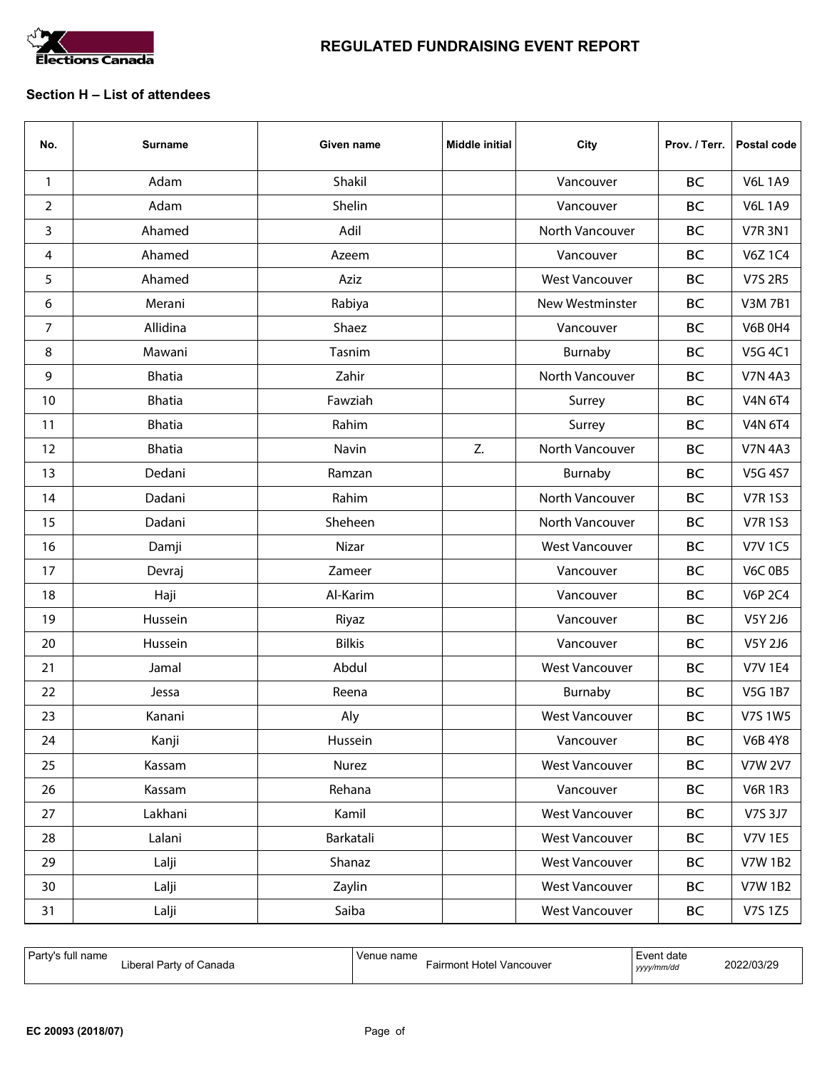# REGULATED FUNDRAISING EVENT REPORT

## Section H – List of attendees

| No. | Surname | Given name | Middle initial | City | Prov. / Terr. | Postal code |
|---|---|---|---|---|---|---|
| 1 | Adam | Shakil | | Vancouver | BC | V6L 1A9 |
| 2 | Adam | Shelin | | Vancouver | BC | V6L 1A9 |
| 3 | Ahamed | Adil | | North Vancouver | BC | V7R 3N1 |
| 4 | Ahamed | Azeem | | Vancouver | BC | V6Z 1C4 |
| 5 | Ahamed | Aziz | | West Vancouver | BC | V7S 2R5 |
| 6 | Merani | Rabiya | | New Westminster | BC | V3M 7B1 |
| 7 | Allidina | Shaez | | Vancouver | BC | V6B 0H4 |
| 8 | Mawani | Tasnim | | Burnaby | BC | V5G 4C1 |
| 9 | Bhatia | Zahir | | North Vancouver | BC | V7N 4A3 |
| 10 | Bhatia | Fawziah | | Surrey | BC | V4N 6T4 |
| 11 | Bhatia | Rahim | | Surrey | BC | V4N 6T4 |
| 12 | Bhatia | Navin | Z. | North Vancouver | BC | V7N 4A3 |
| 13 | Dedani | Ramzan | | Burnaby | BC | V5G 4S7 |
| 14 | Dadani | Rahim | | North Vancouver | BC | V7R 1S3 |
| 15 | Dadani | Sheheen | | North Vancouver | BC | V7R 1S3 |
| 16 | Damji | Nizar | | West Vancouver | BC | V7V 1C5 |
| 17 | Devraj | Zameer | | Vancouver | BC | V6C 0B5 |
| 18 | Haji | Al-Karim | | Vancouver | BC | V6P 2C4 |
| 19 | Hussein | Riyaz | | Vancouver | BC | V5Y 2J6 |
| 20 | Hussein | Bilkis | | Vancouver | BC | V5Y 2J6 |
| 21 | Jamal | Abdul | | West Vancouver | BC | V7V 1E4 |
| 22 | Jessa | Reena | | Burnaby | BC | V5G 1B7 |
| 23 | Kanani | Aly | | West Vancouver | BC | V7S 1W5 |
| 24 | Kanji | Hussein | | Vancouver | BC | V6B 4Y8 |
| 25 | Kassam | Nurez | | West Vancouver | BC | V7W 2V7 |
| 26 | Kassam | Rehana | | Vancouver | BC | V6R 1R3 |
| 27 | Lakhani | Kamil | | West Vancouver | BC | V7S 3J7 |
| 28 | Lalani | Barkatali | | West Vancouver | BC | V7V 1E5 |
| 29 | Lalji | Shanaz | | West Vancouver | BC | V7W 1B2 |
| 30 | Lalji | Zaylin | | West Vancouver | BC | V7W 1B2 |
| 31 | Lalji | Saiba | | West Vancouver | BC | V7S 1Z5 |

| Party's full name | Venue name | Event date (yyyy/mm/dd) |
|---|---|---|
| Liberal Party of Canada | Fairmont Hotel Vancouver | 2022/03/29 |

EC 20093 (2018/07)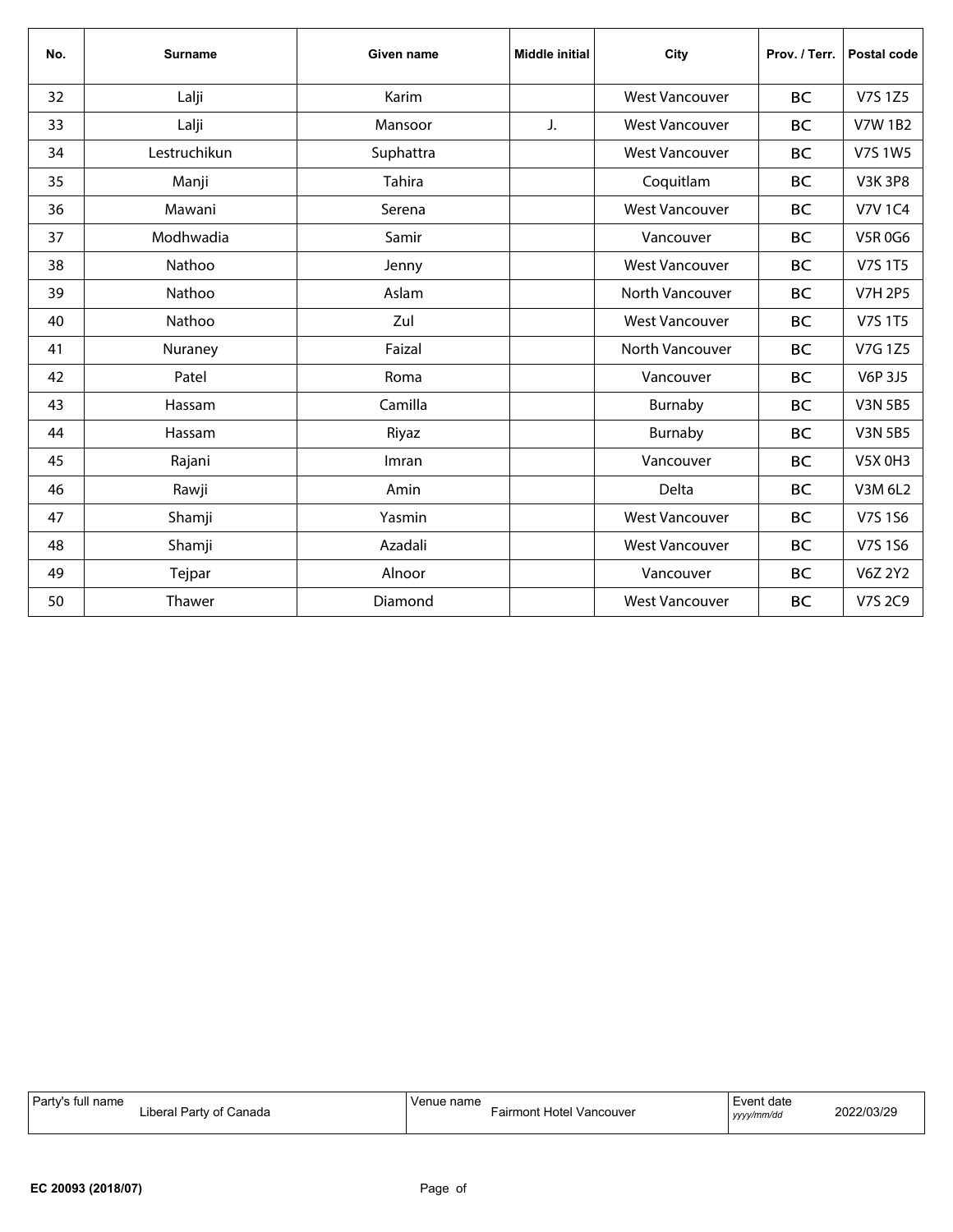| No. | Surname | Given name | Middle initial | City | Prov. / Terr. | Postal code |
| --- | --- | --- | --- | --- | --- | --- |
| 32 | Lalji | Karim | | West Vancouver | BC | V7S 1Z5 |
| 33 | Lalji | Mansoor | J. | West Vancouver | BC | V7W 1B2 |
| 34 | Lestruchikun | Suphattra | | West Vancouver | BC | V7S 1W5 |
| 35 | Manji | Tahira | | Coquitlam | BC | V3K 3P8 |
| 36 | Mawani | Serena | | West Vancouver | BC | V7V 1C4 |
| 37 | Modhwadia | Samir | | Vancouver | BC | V5R 0G6 |
| 38 | Nathoo | Jenny | | West Vancouver | BC | V7S 1T5 |
| 39 | Nathoo | Aslam | | North Vancouver | BC | V7H 2P5 |
| 40 | Nathoo | Zul | | West Vancouver | BC | V7S 1T5 |
| 41 | Nuraney | Faizal | | North Vancouver | BC | V7G 1Z5 |
| 42 | Patel | Roma | | Vancouver | BC | V6P 3J5 |
| 43 | Hassam | Camilla | | Burnaby | BC | V3N 5B5 |
| 44 | Hassam | Riyaz | | Burnaby | BC | V3N 5B5 |
| 45 | Rajani | Imran | | Vancouver | BC | V5X 0H3 |
| 46 | Rawji | Amin | | Delta | BC | V3M 6L2 |
| 47 | Shamji | Yasmin | | West Vancouver | BC | V7S 1S6 |
| 48 | Shamji | Azadali | | West Vancouver | BC | V7S 1S6 |
| 49 | Tejpar | Alnoor | | Vancouver | BC | V6Z 2Y2 |
| 50 | Thawer | Diamond | | West Vancouver | BC | V7S 2C9 |

| Party's full name | Venue name | Event date *yyyy/mm/dd* |
| --- | --- | --- |
| Liberal Party of Canada | Fairmont Hotel Vancouver | 2022/03/29 |

EC 20093 (2018/07)